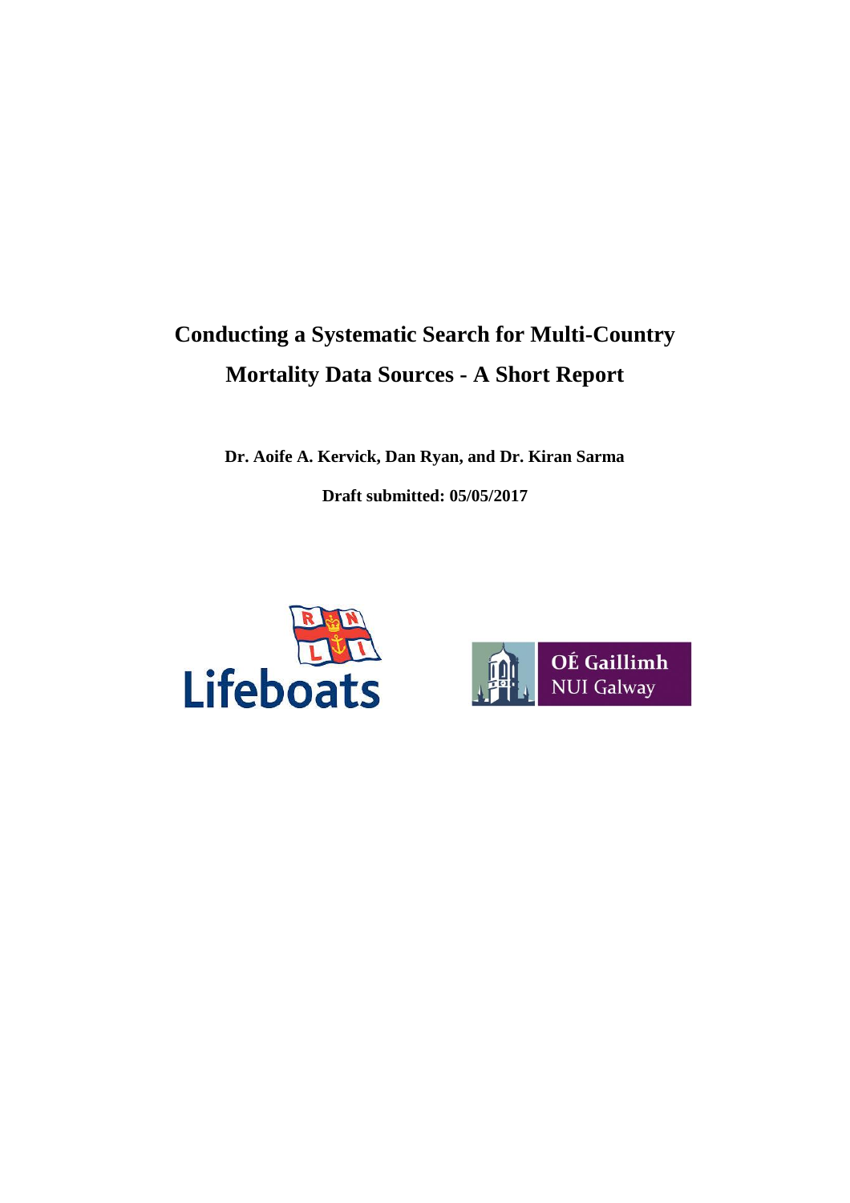# Conducting a Systematic Search for Multi-Country Mortality Data Sources - A Short Report

**Dr. Aoife A. Kervick, Dan Ryan, and Dr. Kiran Sarma**

**Draft submitted: 05/05/2017**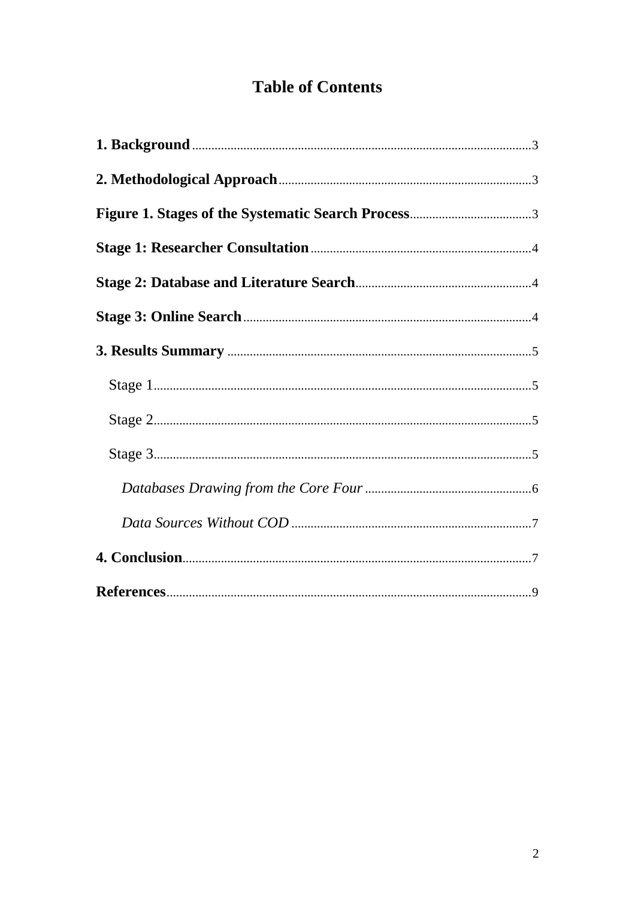# Table of Contents

**1. Background** ........................................................................................................ 3

**2. Methodological Approach** ............................................................................... 3

**Figure 1. Stages of the Systematic Search Process** ........................................ 3

**Stage 1: Researcher Consultation** ................................................................... 4

**Stage 2: Database and Literature Search** ........................................................ 4

**Stage 3: Online Search** ..................................................................................... 4

**3. Results Summary** ............................................................................................ 5

- Stage 1 ................................................................................................................ 5
- Stage 2 ................................................................................................................ 5
- Stage 3 ................................................................................................................ 5
  - *Databases Drawing from the Core Four* ..................................................... 6
  - *Data Sources Without COD* ........................................................................ 7

**4. Conclusion** ........................................................................................................ 7

**References** ............................................................................................................ 9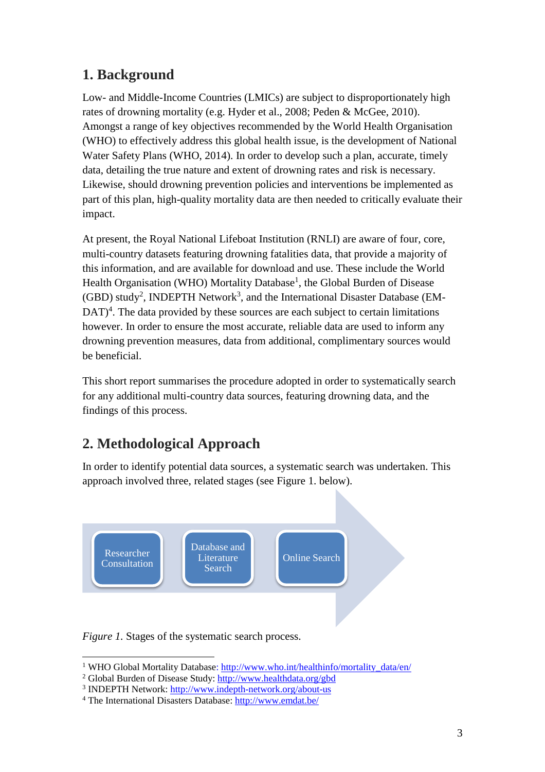## 1. Background

Low- and Middle-Income Countries (LMICs) are subject to disproportionately high rates of drowning mortality (e.g. Hyder et al., 2008; Peden & McGee, 2010). Amongst a range of key objectives recommended by the World Health Organisation (WHO) to effectively address this global health issue, is the development of National Water Safety Plans (WHO, 2014). In order to develop such a plan, accurate, timely data, detailing the true nature and extent of drowning rates and risk is necessary. Likewise, should drowning prevention policies and interventions be implemented as part of this plan, high-quality mortality data are then needed to critically evaluate their impact.

At present, the Royal National Lifeboat Institution (RNLI) are aware of four, core, multi-country datasets featuring drowning fatalities data, that provide a majority of this information, and are available for download and use. These include the World Health Organisation (WHO) Mortality Database[1], the Global Burden of Disease (GBD) study[2], INDEPTH Network[3], and the International Disaster Database (EM-DAT)[4]. The data provided by these sources are each subject to certain limitations however. In order to ensure the most accurate, reliable data are used to inform any drowning prevention measures, data from additional, complimentary sources would be beneficial.

This short report summarises the procedure adopted in order to systematically search for any additional multi-country data sources, featuring drowning data, and the findings of this process.

## 2. Methodological Approach

In order to identify potential data sources, a systematic search was undertaken. This approach involved three, related stages (see Figure 1. below).

Researcher Consultation → Database and Literature Search → Online Search

*Figure 1*. Stages of the systematic search process.

---

[1] WHO Global Mortality Database: http://www.who.int/healthinfo/mortality_data/en/
[2] Global Burden of Disease Study: http://www.healthdata.org/gbd
[3] INDEPTH Network: http://www.indepth-network.org/about-us
[4] The International Disasters Database: http://www.emdat.be/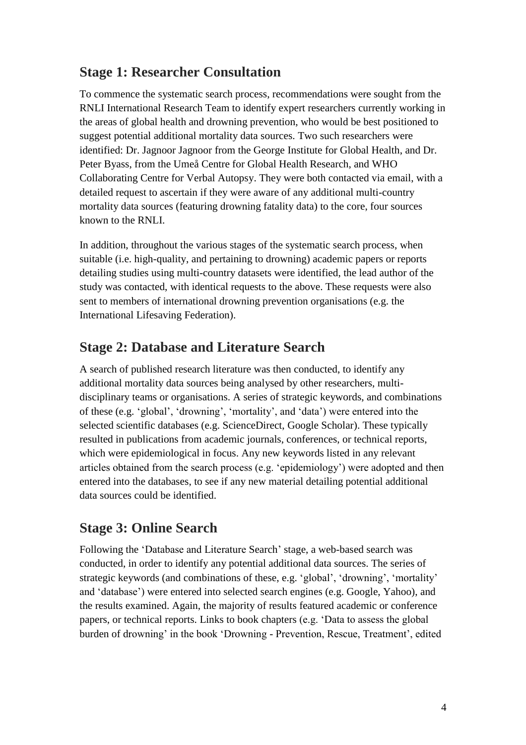## Stage 1: Researcher Consultation

To commence the systematic search process, recommendations were sought from the RNLI International Research Team to identify expert researchers currently working in the areas of global health and drowning prevention, who would be best positioned to suggest potential additional mortality data sources. Two such researchers were identified: Dr. Jagnoor Jagnoor from the George Institute for Global Health, and Dr. Peter Byass, from the Umeå Centre for Global Health Research, and WHO Collaborating Centre for Verbal Autopsy. They were both contacted via email, with a detailed request to ascertain if they were aware of any additional multi-country mortality data sources (featuring drowning fatality data) to the core, four sources known to the RNLI.

In addition, throughout the various stages of the systematic search process, when suitable (i.e. high-quality, and pertaining to drowning) academic papers or reports detailing studies using multi-country datasets were identified, the lead author of the study was contacted, with identical requests to the above. These requests were also sent to members of international drowning prevention organisations (e.g. the International Lifesaving Federation).

## Stage 2: Database and Literature Search

A search of published research literature was then conducted, to identify any additional mortality data sources being analysed by other researchers, multi-disciplinary teams or organisations. A series of strategic keywords, and combinations of these (e.g. 'global', 'drowning', 'mortality', and 'data') were entered into the selected scientific databases (e.g. ScienceDirect, Google Scholar). These typically resulted in publications from academic journals, conferences, or technical reports, which were epidemiological in focus. Any new keywords listed in any relevant articles obtained from the search process (e.g. 'epidemiology') were adopted and then entered into the databases, to see if any new material detailing potential additional data sources could be identified.

## Stage 3: Online Search

Following the 'Database and Literature Search' stage, a web-based search was conducted, in order to identify any potential additional data sources. The series of strategic keywords (and combinations of these, e.g. 'global', 'drowning', 'mortality' and 'database') were entered into selected search engines (e.g. Google, Yahoo), and the results examined. Again, the majority of results featured academic or conference papers, or technical reports. Links to book chapters (e.g. 'Data to assess the global burden of drowning' in the book 'Drowning - Prevention, Rescue, Treatment', edited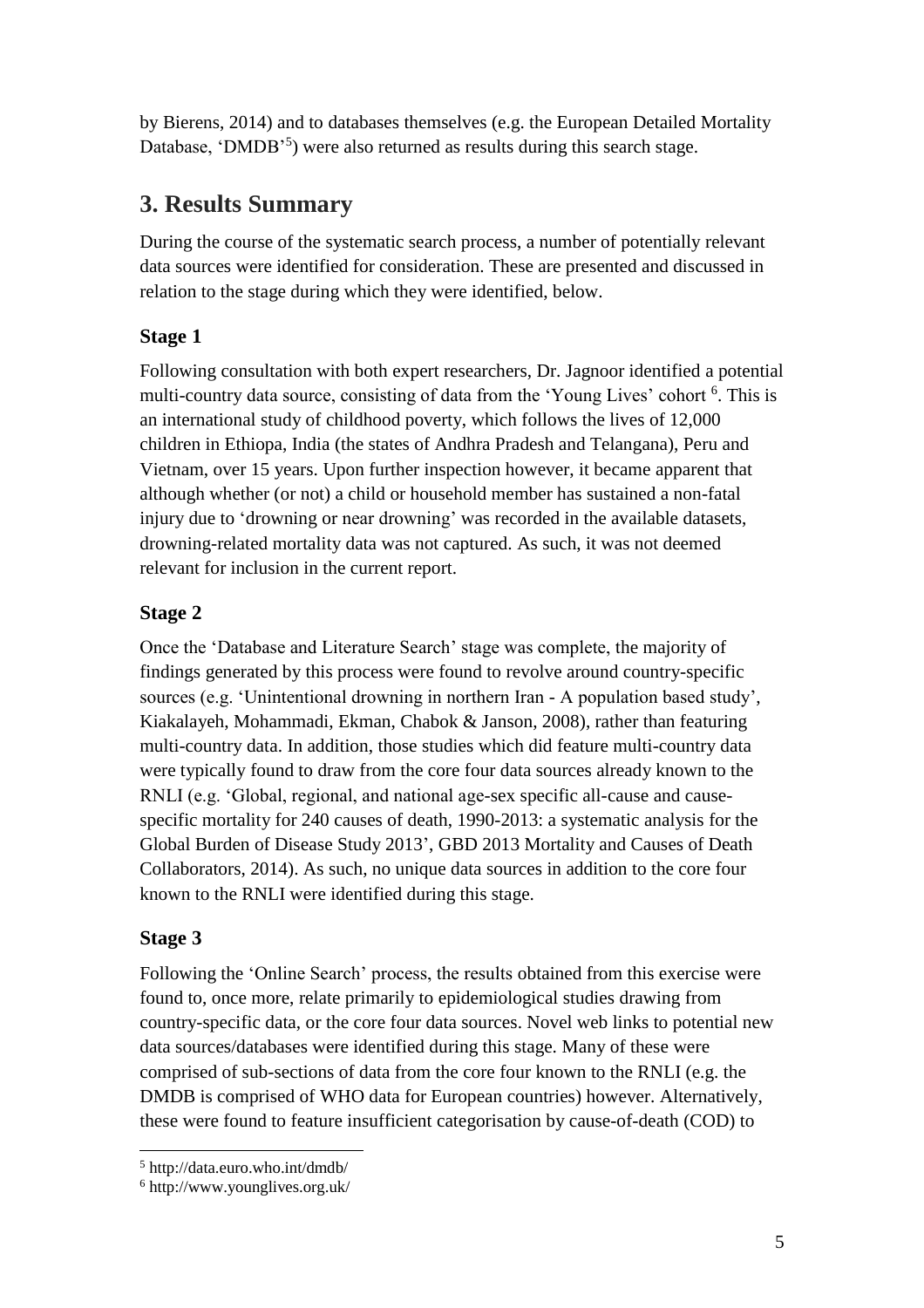by Bierens, 2014) and to databases themselves (e.g. the European Detailed Mortality Database, 'DMDB'[5]) were also returned as results during this search stage.

## 3. Results Summary

During the course of the systematic search process, a number of potentially relevant data sources were identified for consideration. These are presented and discussed in relation to the stage during which they were identified, below.

### Stage 1

Following consultation with both expert researchers, Dr. Jagnoor identified a potential multi-country data source, consisting of data from the 'Young Lives' cohort [6]. This is an international study of childhood poverty, which follows the lives of 12,000 children in Ethiopa, India (the states of Andhra Pradesh and Telangana), Peru and Vietnam, over 15 years. Upon further inspection however, it became apparent that although whether (or not) a child or household member has sustained a non-fatal injury due to 'drowning or near drowning' was recorded in the available datasets, drowning-related mortality data was not captured. As such, it was not deemed relevant for inclusion in the current report.

### Stage 2

Once the 'Database and Literature Search' stage was complete, the majority of findings generated by this process were found to revolve around country-specific sources (e.g. 'Unintentional drowning in northern Iran - A population based study', Kiakalayeh, Mohammadi, Ekman, Chabok & Janson, 2008), rather than featuring multi-country data. In addition, those studies which did feature multi-country data were typically found to draw from the core four data sources already known to the RNLI (e.g. 'Global, regional, and national age-sex specific all-cause and cause-specific mortality for 240 causes of death, 1990-2013: a systematic analysis for the Global Burden of Disease Study 2013', GBD 2013 Mortality and Causes of Death Collaborators, 2014). As such, no unique data sources in addition to the core four known to the RNLI were identified during this stage.

### Stage 3

Following the 'Online Search' process, the results obtained from this exercise were found to, once more, relate primarily to epidemiological studies drawing from country-specific data, or the core four data sources. Novel web links to potential new data sources/databases were identified during this stage. Many of these were comprised of sub-sections of data from the core four known to the RNLI (e.g. the DMDB is comprised of WHO data for European countries) however. Alternatively, these were found to feature insufficient categorisation by cause-of-death (COD) to

[5] http://data.euro.who.int/dmdb/

[6] http://www.younglives.org.uk/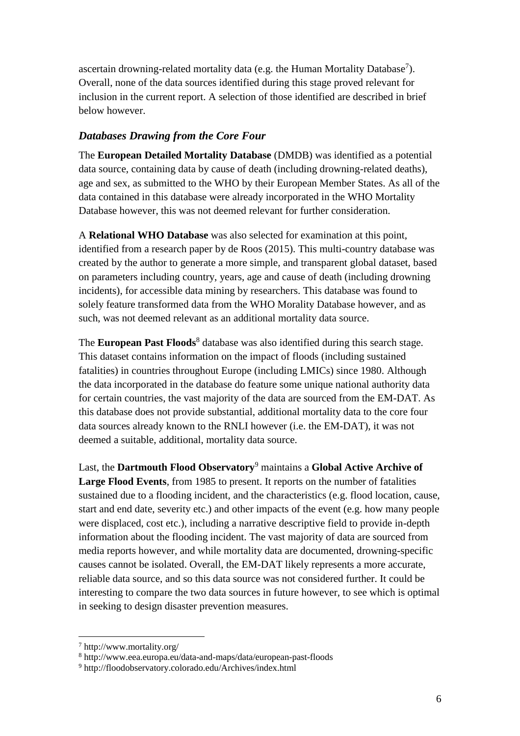ascertain drowning-related mortality data (e.g. the Human Mortality Database[7]). Overall, none of the data sources identified during this stage proved relevant for inclusion in the current report. A selection of those identified are described in brief below however.

### *Databases Drawing from the Core Four*

The **European Detailed Mortality Database** (DMDB) was identified as a potential data source, containing data by cause of death (including drowning-related deaths), age and sex, as submitted to the WHO by their European Member States. As all of the data contained in this database were already incorporated in the WHO Mortality Database however, this was not deemed relevant for further consideration.

A **Relational WHO Database** was also selected for examination at this point, identified from a research paper by de Roos (2015). This multi-country database was created by the author to generate a more simple, and transparent global dataset, based on parameters including country, years, age and cause of death (including drowning incidents), for accessible data mining by researchers. This database was found to solely feature transformed data from the WHO Morality Database however, and as such, was not deemed relevant as an additional mortality data source.

The **European Past Floods**[8] database was also identified during this search stage. This dataset contains information on the impact of floods (including sustained fatalities) in countries throughout Europe (including LMICs) since 1980. Although the data incorporated in the database do feature some unique national authority data for certain countries, the vast majority of the data are sourced from the EM-DAT. As this database does not provide substantial, additional mortality data to the core four data sources already known to the RNLI however (i.e. the EM-DAT), it was not deemed a suitable, additional, mortality data source.

Last, the **Dartmouth Flood Observatory**[9] maintains a **Global Active Archive of Large Flood Events**, from 1985 to present. It reports on the number of fatalities sustained due to a flooding incident, and the characteristics (e.g. flood location, cause, start and end date, severity etc.) and other impacts of the event (e.g. how many people were displaced, cost etc.), including a narrative descriptive field to provide in-depth information about the flooding incident. The vast majority of data are sourced from media reports however, and while mortality data are documented, drowning-specific causes cannot be isolated. Overall, the EM-DAT likely represents a more accurate, reliable data source, and so this data source was not considered further. It could be interesting to compare the two data sources in future however, to see which is optimal in seeking to design disaster prevention measures.

---

[7] http://www.mortality.org/

[8] http://www.eea.europa.eu/data-and-maps/data/european-past-floods

[9] http://floodobservatory.colorado.edu/Archives/index.html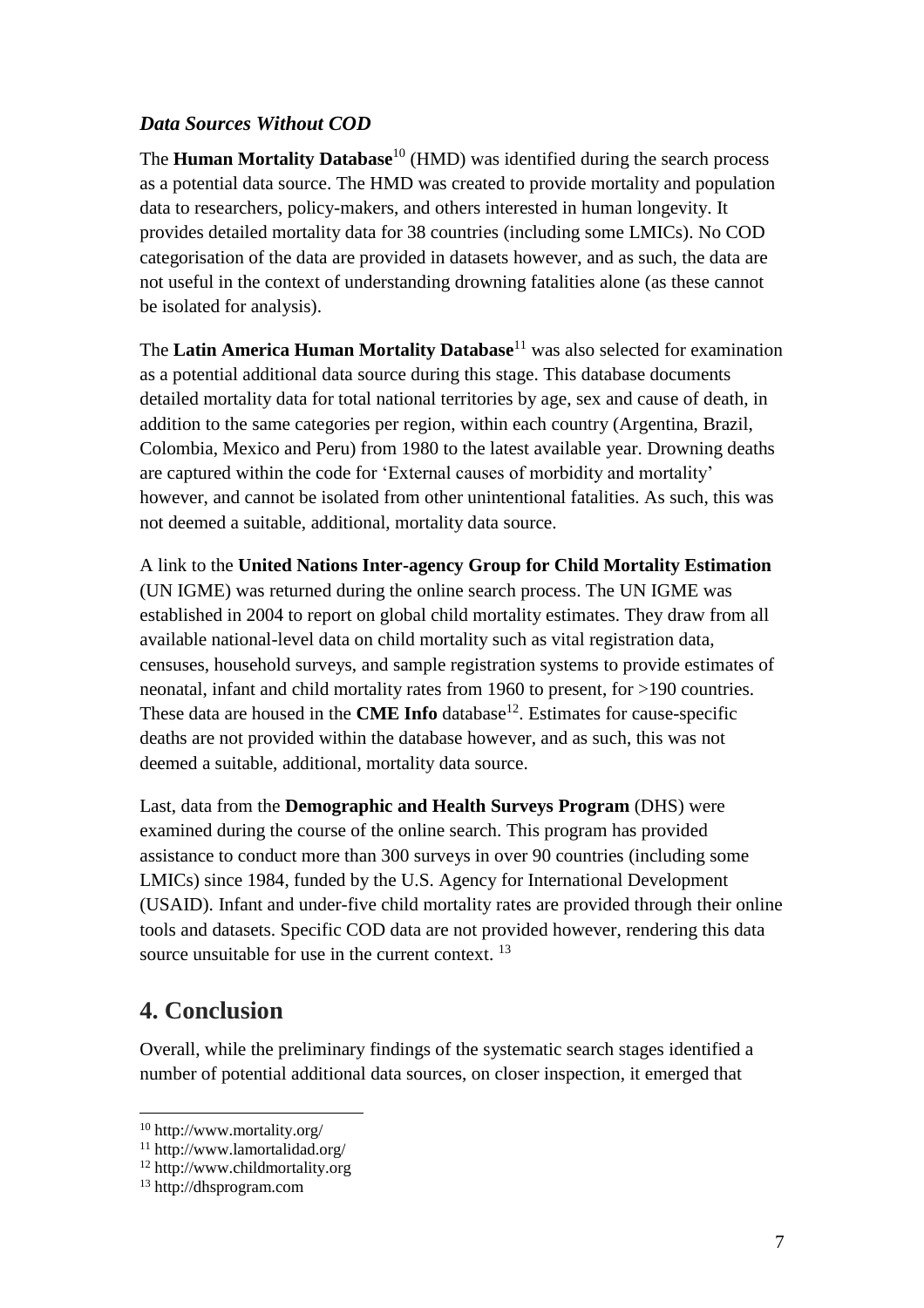### *Data Sources Without COD*

The **Human Mortality Database**[10] (HMD) was identified during the search process as a potential data source. The HMD was created to provide mortality and population data to researchers, policy-makers, and others interested in human longevity. It provides detailed mortality data for 38 countries (including some LMICs). No COD categorisation of the data are provided in datasets however, and as such, the data are not useful in the context of understanding drowning fatalities alone (as these cannot be isolated for analysis).

The **Latin America Human Mortality Database**[11] was also selected for examination as a potential additional data source during this stage. This database documents detailed mortality data for total national territories by age, sex and cause of death, in addition to the same categories per region, within each country (Argentina, Brazil, Colombia, Mexico and Peru) from 1980 to the latest available year. Drowning deaths are captured within the code for 'External causes of morbidity and mortality' however, and cannot be isolated from other unintentional fatalities. As such, this was not deemed a suitable, additional, mortality data source.

A link to the **United Nations Inter-agency Group for Child Mortality Estimation** (UN IGME) was returned during the online search process. The UN IGME was established in 2004 to report on global child mortality estimates. They draw from all available national-level data on child mortality such as vital registration data, censuses, household surveys, and sample registration systems to provide estimates of neonatal, infant and child mortality rates from 1960 to present, for >190 countries. These data are housed in the **CME Info** database[12]. Estimates for cause-specific deaths are not provided within the database however, and as such, this was not deemed a suitable, additional, mortality data source.

Last, data from the **Demographic and Health Surveys Program** (DHS) were examined during the course of the online search. This program has provided assistance to conduct more than 300 surveys in over 90 countries (including some LMICs) since 1984, funded by the U.S. Agency for International Development (USAID). Infant and under-five child mortality rates are provided through their online tools and datasets. Specific COD data are not provided however, rendering this data source unsuitable for use in the current context. [13]

## 4. Conclusion

Overall, while the preliminary findings of the systematic search stages identified a number of potential additional data sources, on closer inspection, it emerged that

---

[10] http://www.mortality.org/
[11] http://www.lamortalidad.org/
[12] http://www.childmortality.org
[13] http://dhsprogram.com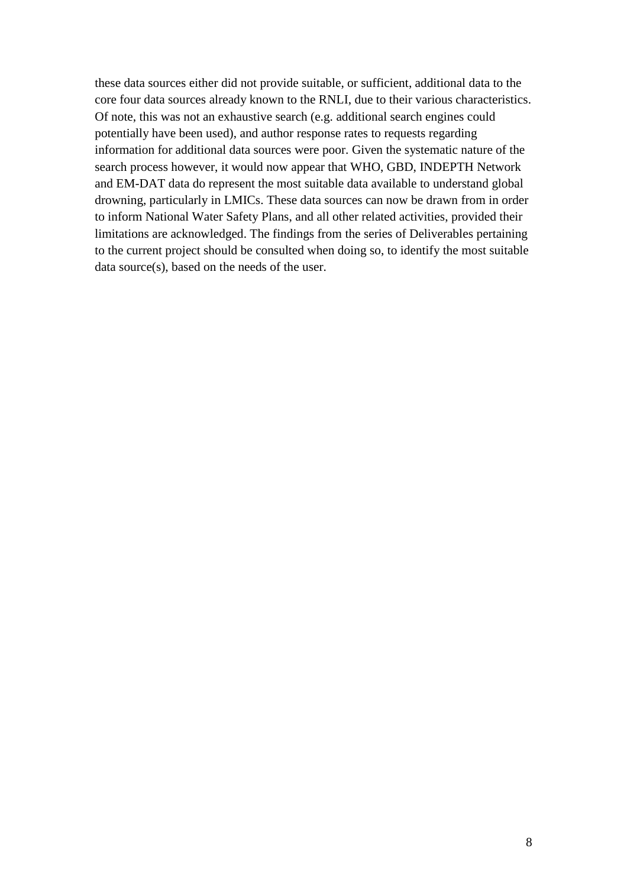these data sources either did not provide suitable, or sufficient, additional data to the core four data sources already known to the RNLI, due to their various characteristics. Of note, this was not an exhaustive search (e.g. additional search engines could potentially have been used), and author response rates to requests regarding information for additional data sources were poor. Given the systematic nature of the search process however, it would now appear that WHO, GBD, INDEPTH Network and EM-DAT data do represent the most suitable data available to understand global drowning, particularly in LMICs. These data sources can now be drawn from in order to inform National Water Safety Plans, and all other related activities, provided their limitations are acknowledged. The findings from the series of Deliverables pertaining to the current project should be consulted when doing so, to identify the most suitable data source(s), based on the needs of the user.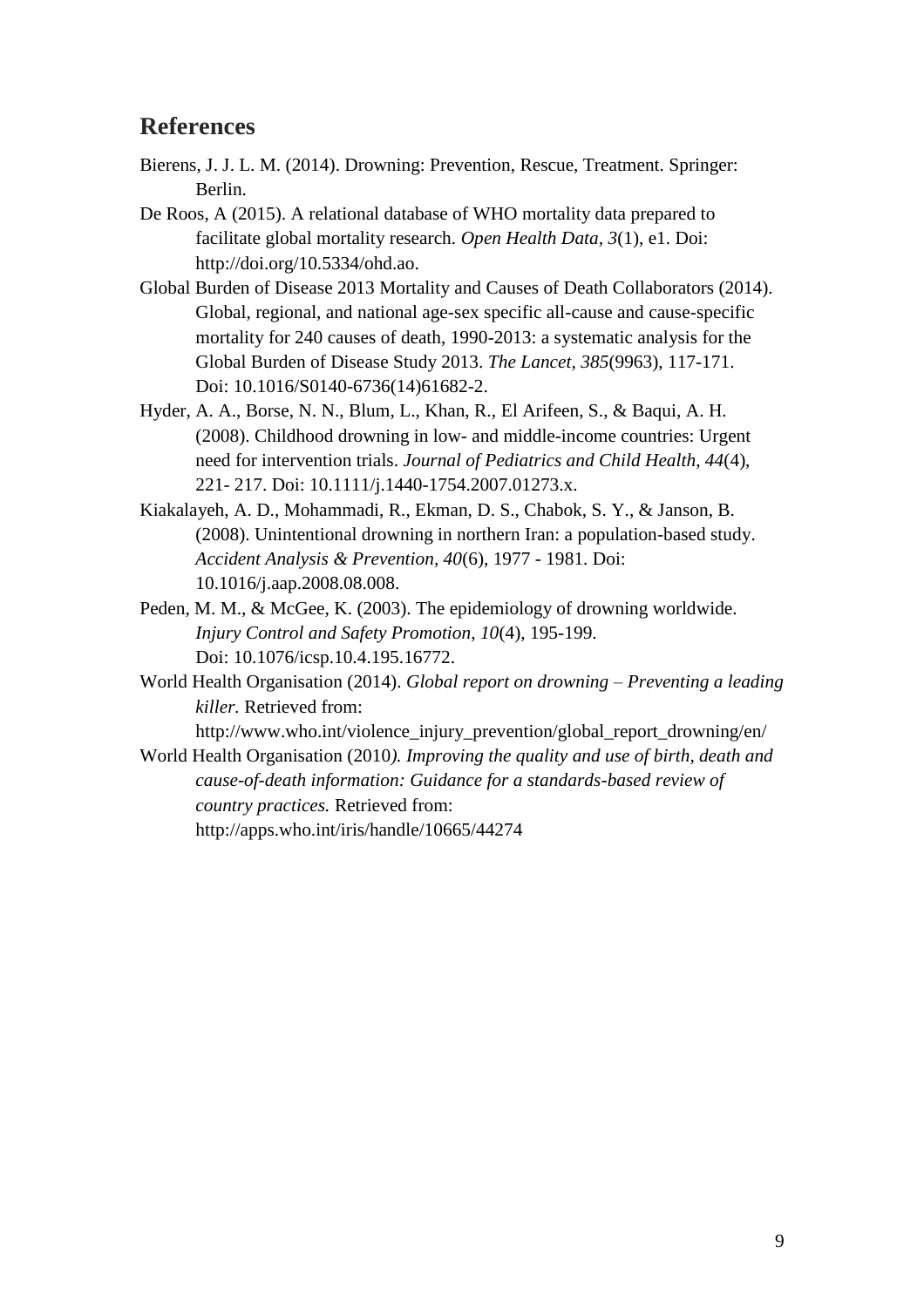## References

Bierens, J. J. L. M. (2014). Drowning: Prevention, Rescue, Treatment. Springer: Berlin.

De Roos, A (2015). A relational database of WHO mortality data prepared to facilitate global mortality research. *Open Health Data, 3*(1), e1. Doi: http://doi.org/10.5334/ohd.ao.

Global Burden of Disease 2013 Mortality and Causes of Death Collaborators (2014). Global, regional, and national age-sex specific all-cause and cause-specific mortality for 240 causes of death, 1990-2013: a systematic analysis for the Global Burden of Disease Study 2013. *The Lancet, 385*(9963), 117-171. Doi: 10.1016/S0140-6736(14)61682-2.

Hyder, A. A., Borse, N. N., Blum, L., Khan, R., El Arifeen, S., & Baqui, A. H. (2008). Childhood drowning in low- and middle-income countries: Urgent need for intervention trials. *Journal of Pediatrics and Child Health, 44*(4), 221- 217. Doi: 10.1111/j.1440-1754.2007.01273.x.

Kiakalayeh, A. D., Mohammadi, R., Ekman, D. S., Chabok, S. Y., & Janson, B. (2008). Unintentional drowning in northern Iran: a population-based study. *Accident Analysis & Prevention, 40*(6), 1977 - 1981. Doi: 10.1016/j.aap.2008.08.008.

Peden, M. M., & McGee, K. (2003). The epidemiology of drowning worldwide. *Injury Control and Safety Promotion, 10*(4), 195-199. Doi: 10.1076/icsp.10.4.195.16772.

World Health Organisation (2014). *Global report on drowning – Preventing a leading killer.* Retrieved from: http://www.who.int/violence_injury_prevention/global_report_drowning/en/

World Health Organisation (2010*). Improving the quality and use of birth, death and cause-of-death information: Guidance for a standards-based review of country practices.* Retrieved from: http://apps.who.int/iris/handle/10665/44274